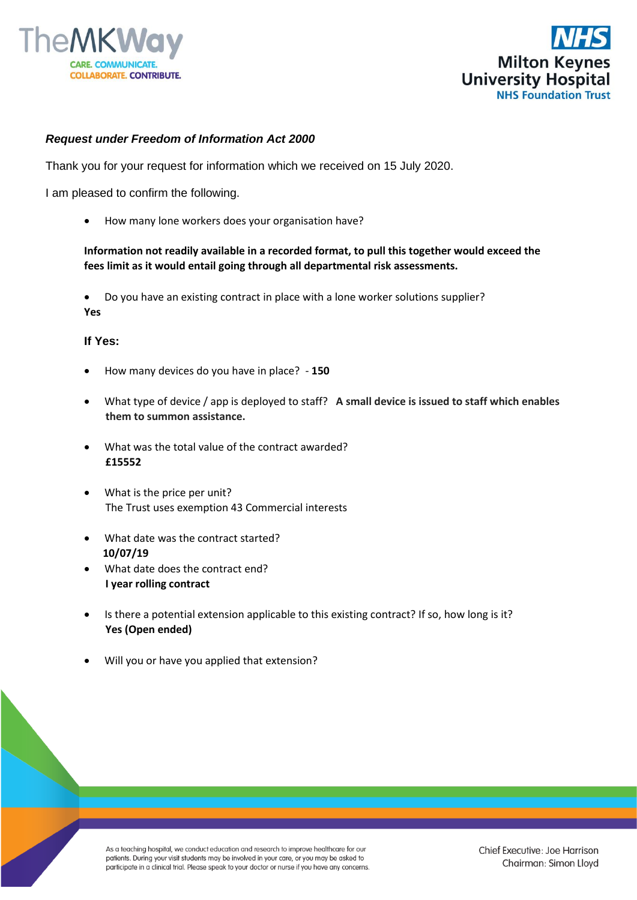TheMKWay

CARE. COMMUNICATE. COLLABORATE. CONTRIBUTE.

NHS Milton Keynes University Hospital NHS Foundation Trust

***Request under Freedom of Information Act 2000***

Thank you for your request for information which we received on 15 July 2020.

I am pleased to confirm the following.

- How many lone workers does your organisation have?

**Information not readily available in a recorded format, to pull this together would exceed the fees limit as it would entail going through all departmental risk assessments.**

- Do you have an existing contract in place with a lone worker solutions supplier?

**Yes**

**If Yes:**

- How many devices do you have in place? - **150**
- What type of device / app is deployed to staff? **A small device is issued to staff which enables them to summon assistance.**
- What was the total value of the contract awarded?
  **£15552**
- What is the price per unit?
  The Trust uses exemption 43 Commercial interests
- What date was the contract started?
  **10/07/19**
- What date does the contract end?
  **I year rolling contract**
- Is there a potential extension applicable to this existing contract? If so, how long is it?
  **Yes (Open ended)**
- Will you or have you applied that extension?

As a teaching hospital, we conduct education and research to improve healthcare for our patients. During your visit students may be involved in your care, or you may be asked to participate in a clinical trial. Please speak to your doctor or nurse if you have any concerns.

Chief Executive: Joe Harrison
Chairman: Simon Lloyd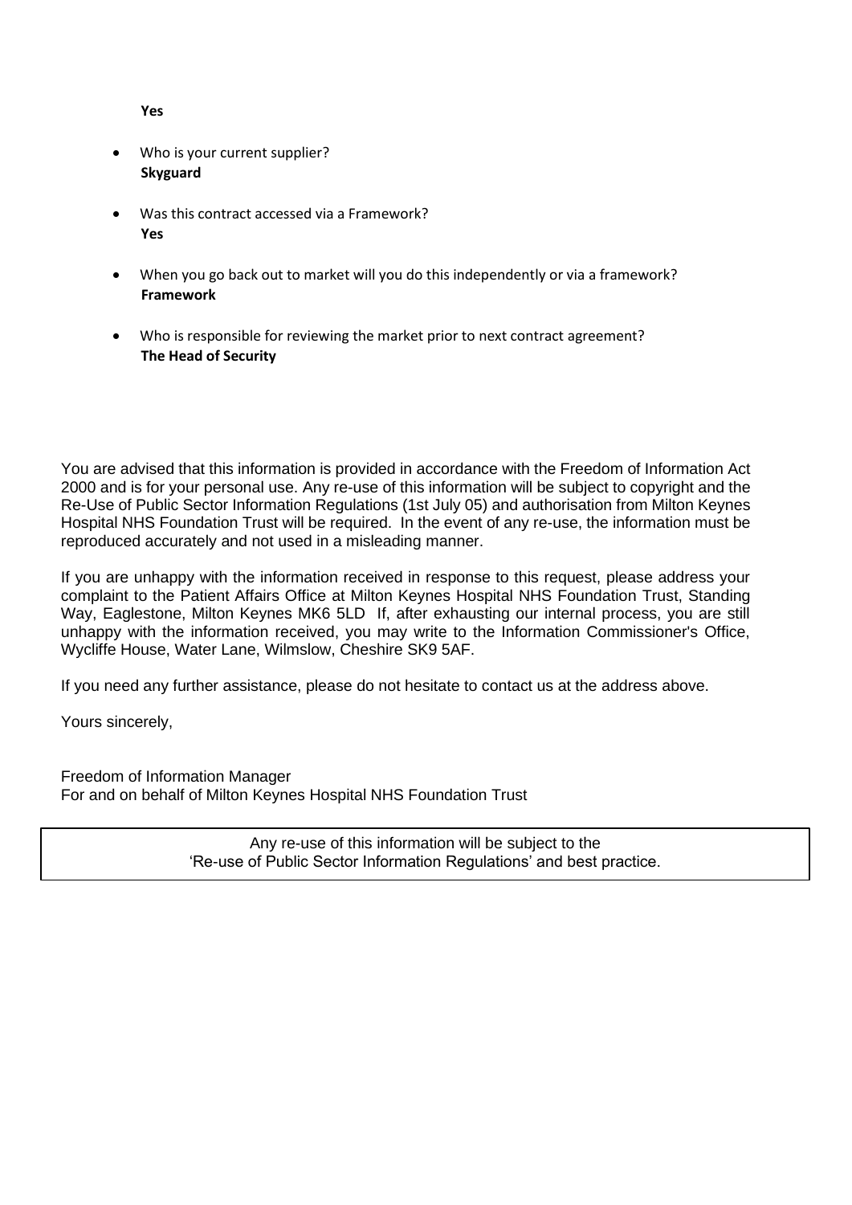**Yes**

- Who is your current supplier?
  **Skyguard**

- Was this contract accessed via a Framework?
  **Yes**

- When you go back out to market will you do this independently or via a framework?
  **Framework**

- Who is responsible for reviewing the market prior to next contract agreement?
  **The Head of Security**

You are advised that this information is provided in accordance with the Freedom of Information Act 2000 and is for your personal use. Any re-use of this information will be subject to copyright and the Re-Use of Public Sector Information Regulations (1st July 05) and authorisation from Milton Keynes Hospital NHS Foundation Trust will be required. In the event of any re-use, the information must be reproduced accurately and not used in a misleading manner.

If you are unhappy with the information received in response to this request, please address your complaint to the Patient Affairs Office at Milton Keynes Hospital NHS Foundation Trust, Standing Way, Eaglestone, Milton Keynes MK6 5LD If, after exhausting our internal process, you are still unhappy with the information received, you may write to the Information Commissioner's Office, Wycliffe House, Water Lane, Wilmslow, Cheshire SK9 5AF.

If you need any further assistance, please do not hesitate to contact us at the address above.

Yours sincerely,

Freedom of Information Manager
For and on behalf of Milton Keynes Hospital NHS Foundation Trust

Any re-use of this information will be subject to the
'Re-use of Public Sector Information Regulations' and best practice.